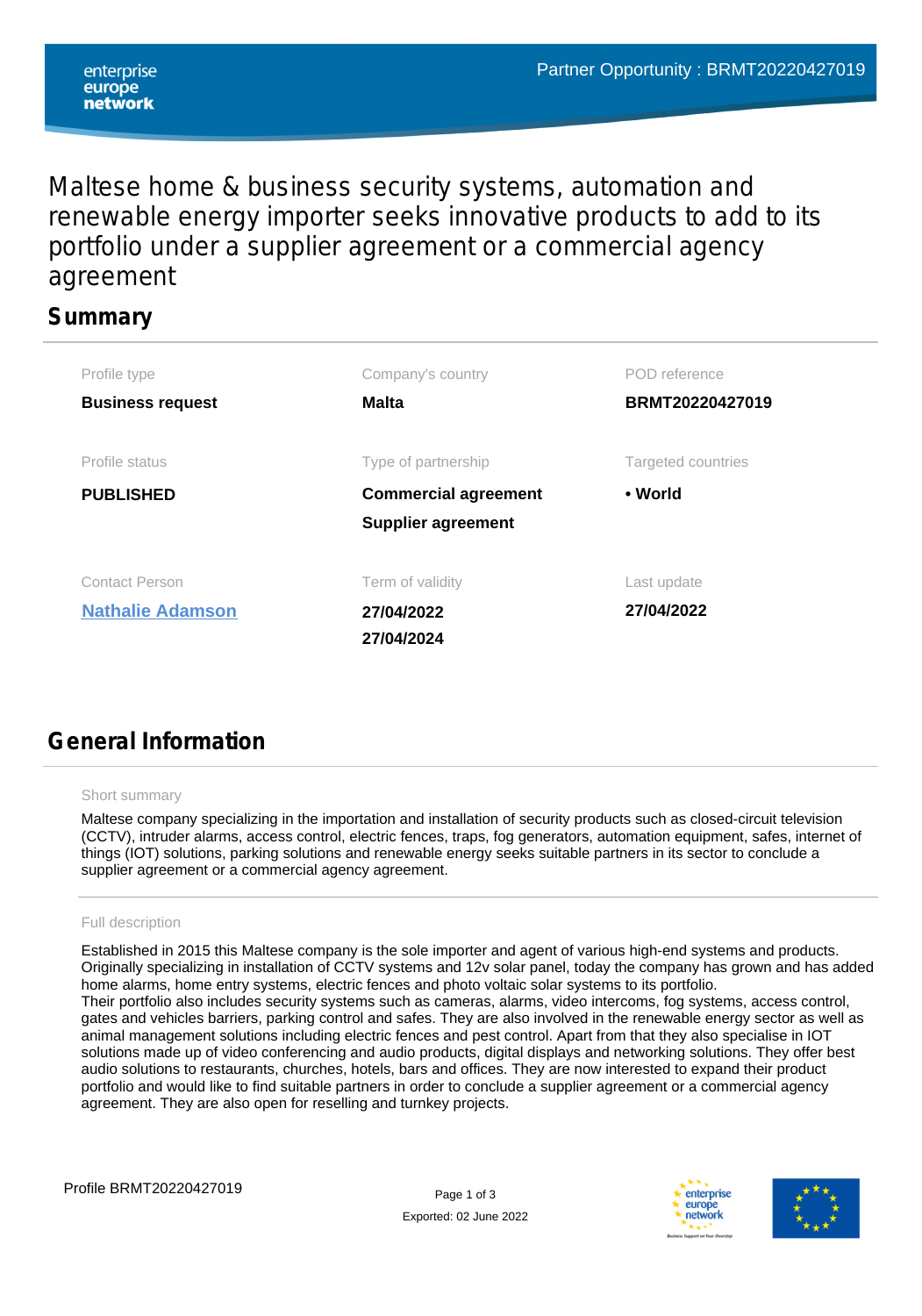Partner Opportunity : BRMT20220427019

# Maltese home & business security systems, automation and renewable energy importer seeks innovative products to add to its portfolio under a supplier agreement or a commercial agency agreement

## Summary

| Profile type | Company's country | POD reference |
|---|---|---|
| **Business request** | **Malta** | **BRMT20220427019** |
| **Profile status** | **Type of partnership** | **Targeted countries** |
| **PUBLISHED** | **Commercial agreement**<br>**Supplier agreement** | • **World** |
| **Contact Person** | **Term of validity** | **Last update** |
| **Nathalie Adamson** | **27/04/2022**<br>**27/04/2024** | **27/04/2022** |

## General Information

Short summary

Maltese company specializing in the importation and installation of security products such as closed-circuit television (CCTV), intruder alarms, access control, electric fences, traps, fog generators, automation equipment, safes, internet of things (IOT) solutions, parking solutions and renewable energy seeks suitable partners in its sector to conclude a supplier agreement or a commercial agency agreement.

Full description

Established in 2015 this Maltese company is the sole importer and agent of various high-end systems and products. Originally specializing in installation of CCTV systems and 12v solar panel, today the company has grown and has added home alarms, home entry systems, electric fences and photo voltaic solar systems to its portfolio.
Their portfolio also includes security systems such as cameras, alarms, video intercoms, fog systems, access control, gates and vehicles barriers, parking control and safes. They are also involved in the renewable energy sector as well as animal management solutions including electric fences and pest control. Apart from that they also specialise in IOT solutions made up of video conferencing and audio products, digital displays and networking solutions. They offer best audio solutions to restaurants, churches, hotels, bars and offices. They are now interested to expand their product portfolio and would like to find suitable partners in order to conclude a supplier agreement or a commercial agency agreement. They are also open for reselling and turnkey projects.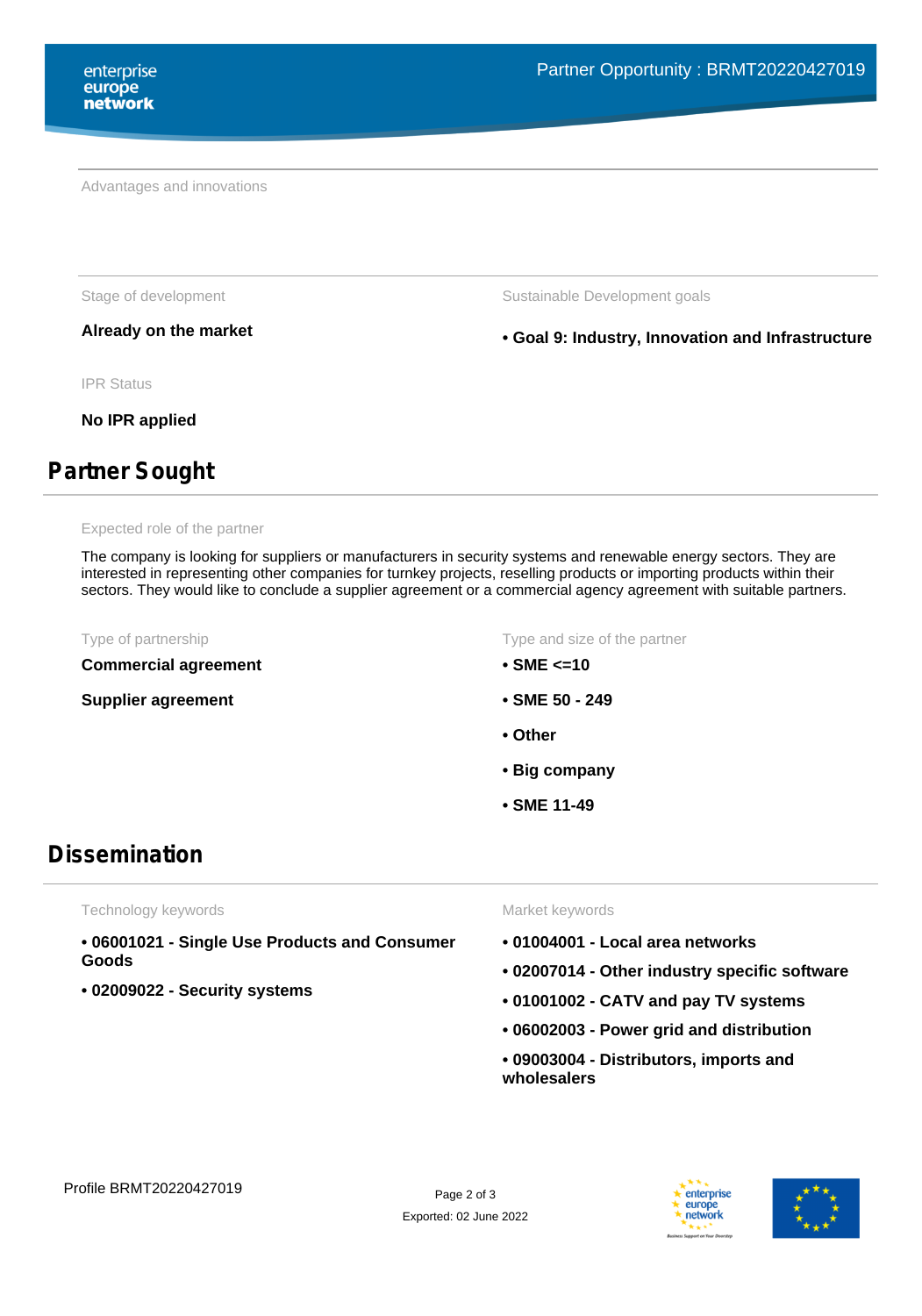Advantages and innovations

Stage of development

**Already on the market**

Sustainable Development goals

**• Goal 9: Industry, Innovation and Infrastructure**

IPR Status

**No IPR applied**

## Partner Sought

Expected role of the partner

The company is looking for suppliers or manufacturers in security systems and renewable energy sectors. They are interested in representing other companies for turnkey projects, reselling products or importing products within their sectors. They would like to conclude a supplier agreement or a commercial agency agreement with suitable partners.

Type of partnership

**Commercial agreement**

**Supplier agreement**

Type and size of the partner

**• SME <=10**

**• SME 50 - 249**

**• Other**

**• Big company**

**• SME 11-49**

## Dissemination

Technology keywords

**• 06001021 - Single Use Products and Consumer Goods**

**• 02009022 - Security systems**

Market keywords

**• 01004001 - Local area networks**

**• 02007014 - Other industry specific software**

**• 01001002 - CATV and pay TV systems**

**• 06002003 - Power grid and distribution**

**• 09003004 - Distributors, imports and wholesalers**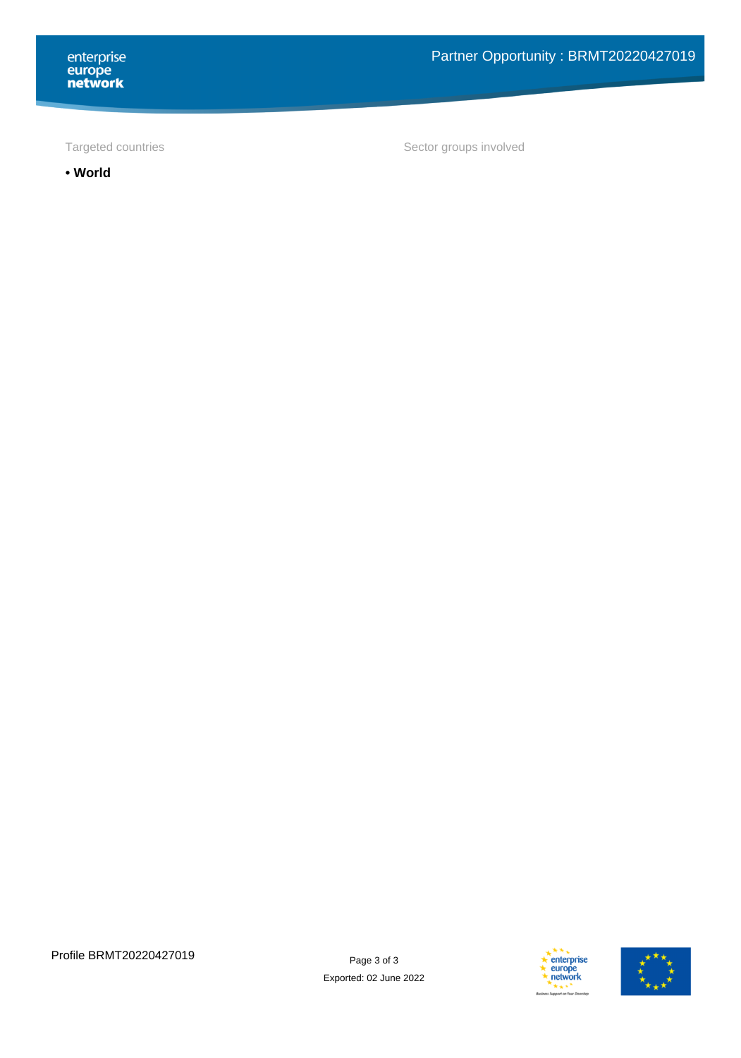Targeted countries

- **World**

Sector groups involved